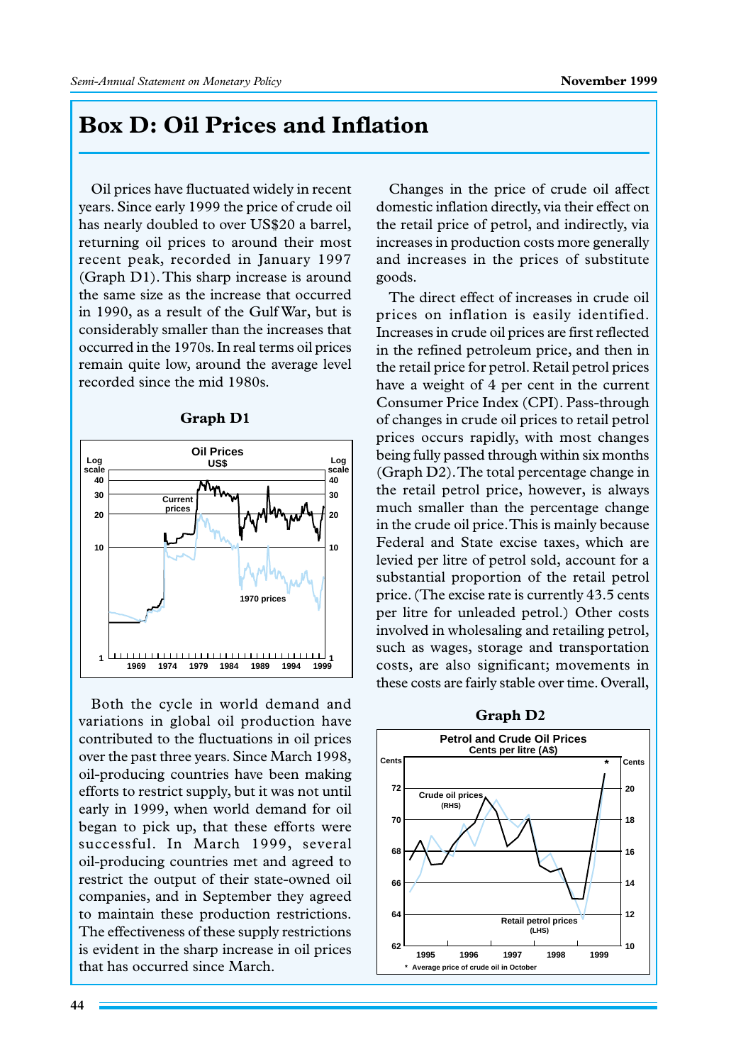# Box D: Oil Prices and Inflation

Oil prices have fluctuated widely in recent years. Since early 1999 the price of crude oil has nearly doubled to over US$20 a barrel, returning oil prices to around their most recent peak, recorded in January 1997 (Graph D1). This sharp increase is around the same size as the increase that occurred in 1990, as a result of the Gulf War, but is considerably smaller than the increases that occurred in the 1970s. In real terms oil prices remain quite low, around the average level recorded since the mid 1980s.

**Graph D1**

Oil Prices
US$

Both the cycle in world demand and variations in global oil production have contributed to the fluctuations in oil prices over the past three years. Since March 1998, oil-producing countries have been making efforts to restrict supply, but it was not until early in 1999, when world demand for oil began to pick up, that these efforts were successful. In March 1999, several oil-producing countries met and agreed to restrict the output of their state-owned oil companies, and in September they agreed to maintain these production restrictions. The effectiveness of these supply restrictions is evident in the sharp increase in oil prices that has occurred since March.

Changes in the price of crude oil affect domestic inflation directly, via their effect on the retail price of petrol, and indirectly, via increases in production costs more generally and increases in the prices of substitute goods.

The direct effect of increases in crude oil prices on inflation is easily identified. Increases in crude oil prices are first reflected in the refined petroleum price, and then in the retail price for petrol. Retail petrol prices have a weight of 4 per cent in the current Consumer Price Index (CPI). Pass-through of changes in crude oil prices to retail petrol prices occurs rapidly, with most changes being fully passed through within six months (Graph D2). The total percentage change in the retail petrol price, however, is always much smaller than the percentage change in the crude oil price. This is mainly because Federal and State excise taxes, which are levied per litre of petrol sold, account for a substantial proportion of the retail petrol price. (The excise rate is currently 43.5 cents per litre for unleaded petrol.) Other costs involved in wholesaling and retailing petrol, such as wages, storage and transportation costs, are also significant; movements in these costs are fairly stable over time. Overall,

**Graph D2**

Petrol and Crude Oil Prices
Cents per litre (A$)

\* Average price of crude oil in October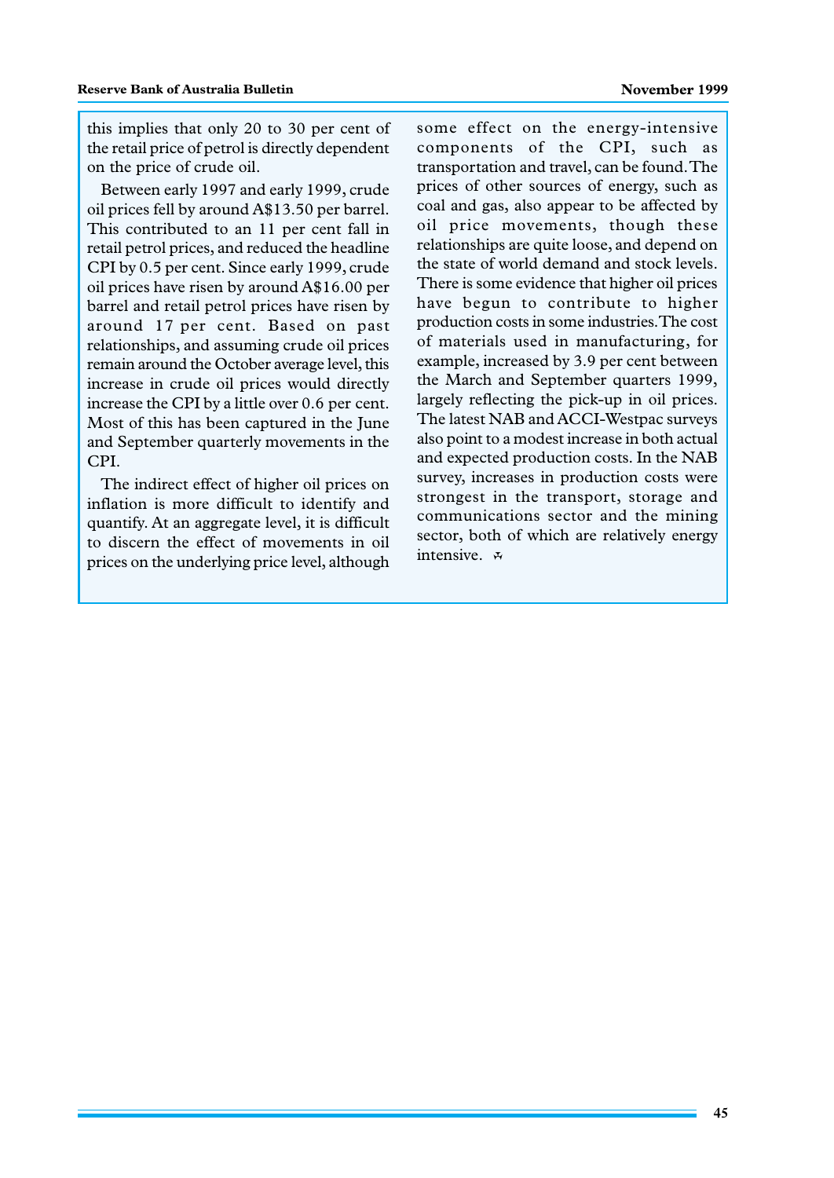this implies that only 20 to 30 per cent of the retail price of petrol is directly dependent on the price of crude oil.

Between early 1997 and early 1999, crude oil prices fell by around A$13.50 per barrel. This contributed to an 11 per cent fall in retail petrol prices, and reduced the headline CPI by 0.5 per cent. Since early 1999, crude oil prices have risen by around A$16.00 per barrel and retail petrol prices have risen by around 17 per cent. Based on past relationships, and assuming crude oil prices remain around the October average level, this increase in crude oil prices would directly increase the CPI by a little over 0.6 per cent. Most of this has been captured in the June and September quarterly movements in the CPI.

The indirect effect of higher oil prices on inflation is more difficult to identify and quantify. At an aggregate level, it is difficult to discern the effect of movements in oil prices on the underlying price level, although some effect on the energy-intensive components of the CPI, such as transportation and travel, can be found. The prices of other sources of energy, such as coal and gas, also appear to be affected by oil price movements, though these relationships are quite loose, and depend on the state of world demand and stock levels. There is some evidence that higher oil prices have begun to contribute to higher production costs in some industries. The cost of materials used in manufacturing, for example, increased by 3.9 per cent between the March and September quarters 1999, largely reflecting the pick-up in oil prices. The latest NAB and ACCI-Westpac surveys also point to a modest increase in both actual and expected production costs. In the NAB survey, increases in production costs were strongest in the transport, storage and communications sector and the mining sector, both of which are relatively energy intensive.